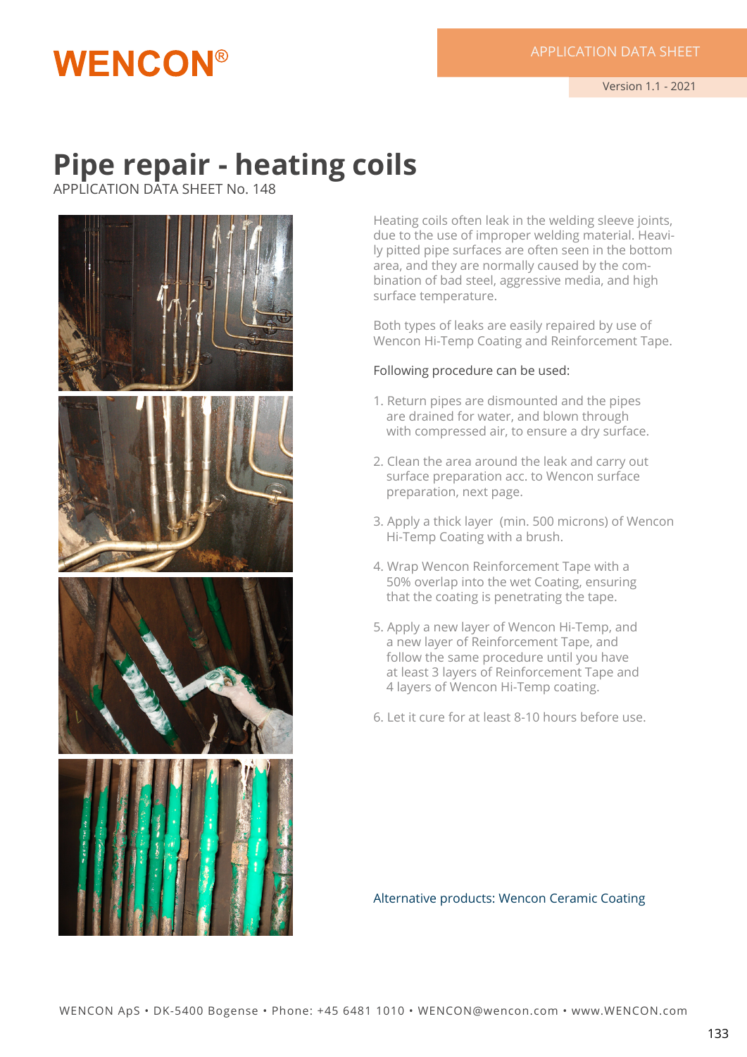# Pipe repair - heating coils

APPLICATION DATA SHEET No. 148

Heating coils often leak in the welding sleeve joints, due to the use of improper welding material. Heavily pitted pipe surfaces are often seen in the bottom area, and they are normally caused by the combination of bad steel, aggressive media, and high surface temperature.

Both types of leaks are easily repaired by use of Wencon Hi-Temp Coating and Reinforcement Tape.

Following procedure can be used:

1. Return pipes are dismounted and the pipes are drained for water, and blown through with compressed air, to ensure a dry surface.
2. Clean the area around the leak and carry out surface preparation acc. to Wencon surface preparation, next page.
3. Apply a thick layer (min. 500 microns) of Wencon Hi-Temp Coating with a brush.
4. Wrap Wencon Reinforcement Tape with a 50% overlap into the wet Coating, ensuring that the coating is penetrating the tape.
5. Apply a new layer of Wencon Hi-Temp, and a new layer of Reinforcement Tape, and follow the same procedure until you have at least 3 layers of Reinforcement Tape and 4 layers of Wencon Hi-Temp coating.
6. Let it cure for at least 8-10 hours before use.

Alternative products: Wencon Ceramic Coating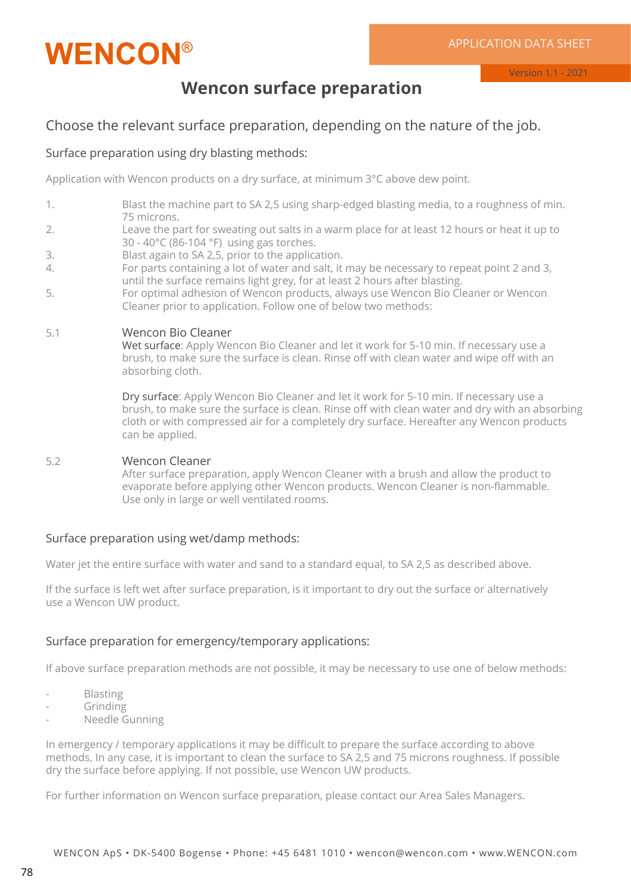# WENCON®

APPLICATION DATA SHEET

Version 1.1 - 2021

## Wencon surface preparation

Choose the relevant surface preparation, depending on the nature of the job.

### Surface preparation using dry blasting methods:

Application with Wencon products on a dry surface, at minimum 3°C above dew point.

1. Blast the machine part to SA 2,5 using sharp-edged blasting media, to a roughness of min. 75 microns.
2. Leave the part for sweating out salts in a warm place for at least 12 hours or heat it up to 30 - 40°C (86-104 °F) using gas torches.
3. Blast again to SA 2,5, prior to the application.
4. For parts containing a lot of water and salt, it may be necessary to repeat point 2 and 3, until the surface remains light grey, for at least 2 hours after blasting.
5. For optimal adhesion of Wencon products, always use Wencon Bio Cleaner or Wencon Cleaner prior to application. Follow one of below two methods:

5.1 Wencon Bio Cleaner

Wet surface: Apply Wencon Bio Cleaner and let it work for 5-10 min. If necessary use a brush, to make sure the surface is clean. Rinse off with clean water and wipe off with an absorbing cloth.

Dry surface: Apply Wencon Bio Cleaner and let it work for 5-10 min. If necessary use a brush, to make sure the surface is clean. Rinse off with clean water and dry with an absorbing cloth or with compressed air for a completely dry surface. Hereafter any Wencon products can be applied.

5.2 Wencon Cleaner

After surface preparation, apply Wencon Cleaner with a brush and allow the product to evaporate before applying other Wencon products. Wencon Cleaner is non-flammable. Use only in large or well ventilated rooms.

### Surface preparation using wet/damp methods:

Water jet the entire surface with water and sand to a standard equal, to SA 2,5 as described above.

If the surface is left wet after surface preparation, is it important to dry out the surface or alternatively use a Wencon UW product.

### Surface preparation for emergency/temporary applications:

If above surface preparation methods are not possible, it may be necessary to use one of below methods:

- Blasting
- Grinding
- Needle Gunning

In emergency / temporary applications it may be difficult to prepare the surface according to above methods. In any case, it is important to clean the surface to SA 2,5 and 75 microns roughness. If possible dry the surface before applying. If not possible, use Wencon UW products.

For further information on Wencon surface preparation, please contact our Area Sales Managers.

WENCON ApS • DK-5400 Bogense • Phone: +45 6481 1010 • wencon@wencon.com • www.WENCON.com